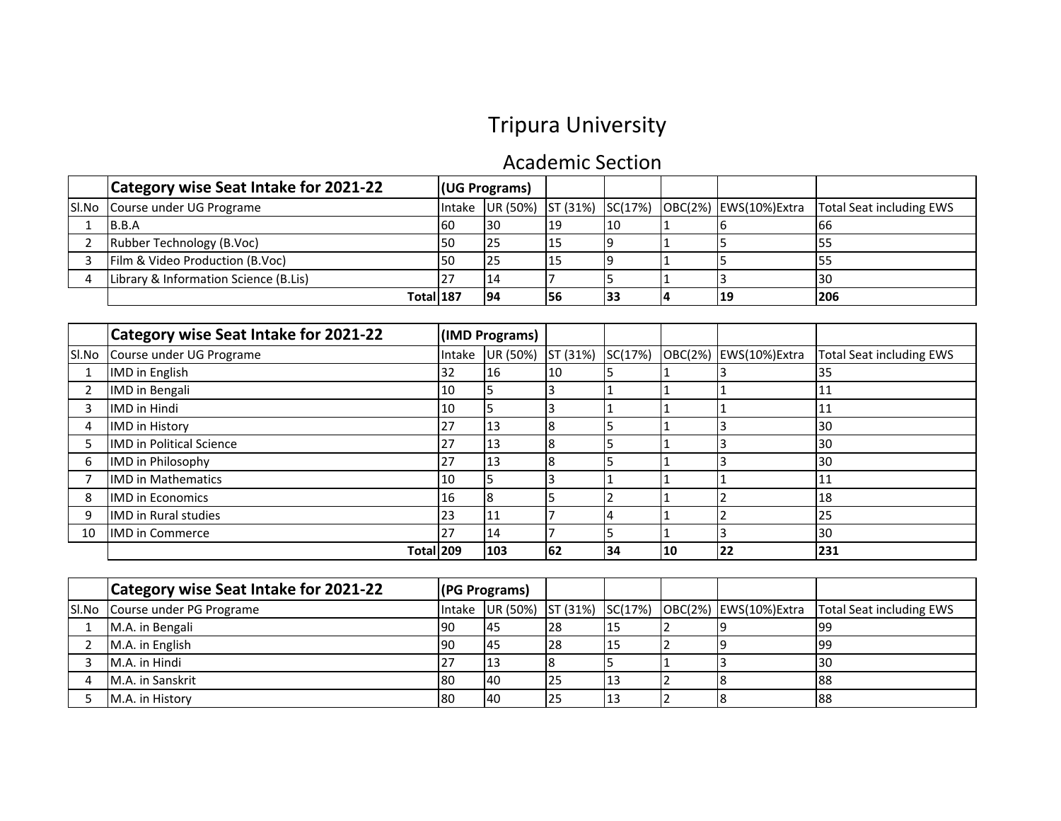# Tripura University

## Academic Section

| | Category wise Seat Intake for 2021-22 | (UG Programs) | | | | | | |
|---|---|---|---|---|---|---|---|---|
| Sl.No | Course under UG Programe | Intake | UR (50%) | ST (31%) | SC(17%) | OBC(2%) | EWS(10%)Extra | Total Seat including EWS |
| 1 | B.B.A | 60 | 30 | 19 | 10 | 1 | 6 | 66 |
| 2 | Rubber Technology (B.Voc) | 50 | 25 | 15 | 9 | 1 | 5 | 55 |
| 3 | Film & Video Production (B.Voc) | 50 | 25 | 15 | 9 | 1 | 5 | 55 |
| 4 | Library & Information Science (B.Lis) | 27 | 14 | 7 | 5 | 1 | 3 | 30 |
| | **Total** | **187** | **94** | **56** | **33** | **4** | **19** | **206** |

| | Category wise Seat Intake for 2021-22 | (IMD Programs) | | | | | | |
|---|---|---|---|---|---|---|---|---|
| Sl.No | Course under UG Programe | Intake | UR (50%) | ST (31%) | SC(17%) | OBC(2%) | EWS(10%)Extra | Total Seat including EWS |
| 1 | IMD in English | 32 | 16 | 10 | 5 | 1 | 3 | 35 |
| 2 | IMD in Bengali | 10 | 5 | 3 | 1 | 1 | 1 | 11 |
| 3 | IMD in Hindi | 10 | 5 | 3 | 1 | 1 | 1 | 11 |
| 4 | IMD in History | 27 | 13 | 8 | 5 | 1 | 3 | 30 |
| 5 | IMD in Political Science | 27 | 13 | 8 | 5 | 1 | 3 | 30 |
| 6 | IMD in Philosophy | 27 | 13 | 8 | 5 | 1 | 3 | 30 |
| 7 | IMD in Mathematics | 10 | 5 | 3 | 1 | 1 | 1 | 11 |
| 8 | IMD in Economics | 16 | 8 | 5 | 2 | 1 | 2 | 18 |
| 9 | IMD in Rural studies | 23 | 11 | 7 | 4 | 1 | 2 | 25 |
| 10 | IMD in Commerce | 27 | 14 | 7 | 5 | 1 | 3 | 30 |
| | **Total** | **209** | **103** | **62** | **34** | **10** | **22** | **231** |

| | Category wise Seat Intake for 2021-22 | (PG Programs) | | | | | | |
|---|---|---|---|---|---|---|---|---|
| Sl.No | Course under PG Programe | Intake | UR (50%) | ST (31%) | SC(17%) | OBC(2%) | EWS(10%)Extra | Total Seat including EWS |
| 1 | M.A. in Bengali | 90 | 45 | 28 | 15 | 2 | 9 | 99 |
| 2 | M.A. in English | 90 | 45 | 28 | 15 | 2 | 9 | 99 |
| 3 | M.A. in Hindi | 27 | 13 | 8 | 5 | 1 | 3 | 30 |
| 4 | M.A. in Sanskrit | 80 | 40 | 25 | 13 | 2 | 8 | 88 |
| 5 | M.A. in History | 80 | 40 | 25 | 13 | 2 | 8 | 88 |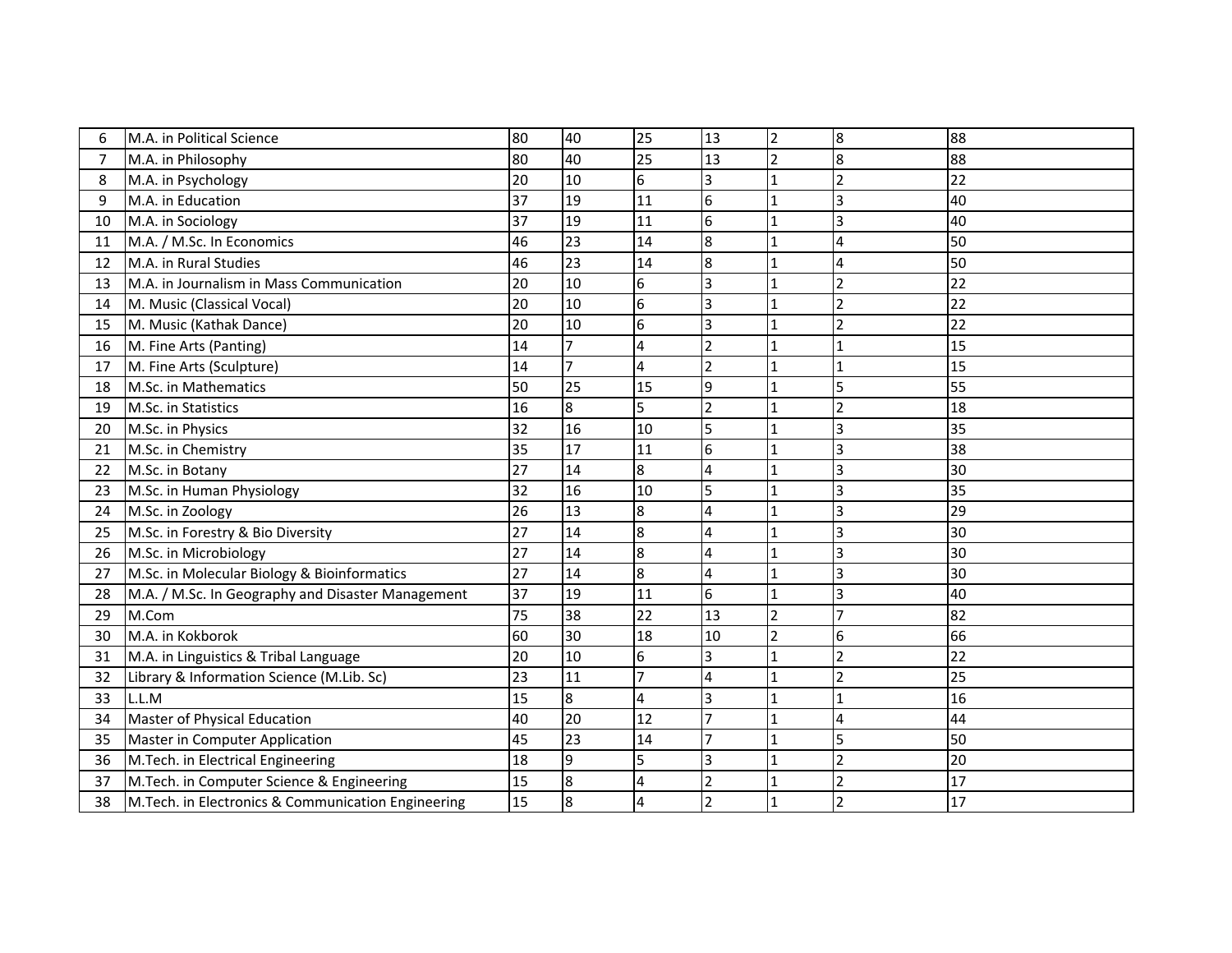| 6 | M.A. in Political Science | 80 | 40 | 25 | 13 | 2 | 8 | 88 |
|---|---|---|---|---|---|---|---|---|
| 7 | M.A. in Philosophy | 80 | 40 | 25 | 13 | 2 | 8 | 88 |
| 8 | M.A. in Psychology | 20 | 10 | 6 | 3 | 1 | 2 | 22 |
| 9 | M.A. in Education | 37 | 19 | 11 | 6 | 1 | 3 | 40 |
| 10 | M.A. in Sociology | 37 | 19 | 11 | 6 | 1 | 3 | 40 |
| 11 | M.A. / M.Sc. In Economics | 46 | 23 | 14 | 8 | 1 | 4 | 50 |
| 12 | M.A. in Rural Studies | 46 | 23 | 14 | 8 | 1 | 4 | 50 |
| 13 | M.A. in Journalism in Mass Communication | 20 | 10 | 6 | 3 | 1 | 2 | 22 |
| 14 | M. Music (Classical Vocal) | 20 | 10 | 6 | 3 | 1 | 2 | 22 |
| 15 | M. Music (Kathak Dance) | 20 | 10 | 6 | 3 | 1 | 2 | 22 |
| 16 | M. Fine Arts (Panting) | 14 | 7 | 4 | 2 | 1 | 1 | 15 |
| 17 | M. Fine Arts (Sculpture) | 14 | 7 | 4 | 2 | 1 | 1 | 15 |
| 18 | M.Sc. in Mathematics | 50 | 25 | 15 | 9 | 1 | 5 | 55 |
| 19 | M.Sc. in Statistics | 16 | 8 | 5 | 2 | 1 | 2 | 18 |
| 20 | M.Sc. in Physics | 32 | 16 | 10 | 5 | 1 | 3 | 35 |
| 21 | M.Sc. in Chemistry | 35 | 17 | 11 | 6 | 1 | 3 | 38 |
| 22 | M.Sc. in Botany | 27 | 14 | 8 | 4 | 1 | 3 | 30 |
| 23 | M.Sc. in Human Physiology | 32 | 16 | 10 | 5 | 1 | 3 | 35 |
| 24 | M.Sc. in Zoology | 26 | 13 | 8 | 4 | 1 | 3 | 29 |
| 25 | M.Sc. in Forestry & Bio Diversity | 27 | 14 | 8 | 4 | 1 | 3 | 30 |
| 26 | M.Sc. in Microbiology | 27 | 14 | 8 | 4 | 1 | 3 | 30 |
| 27 | M.Sc. in Molecular Biology & Bioinformatics | 27 | 14 | 8 | 4 | 1 | 3 | 30 |
| 28 | M.A. / M.Sc. In Geography and Disaster Management | 37 | 19 | 11 | 6 | 1 | 3 | 40 |
| 29 | M.Com | 75 | 38 | 22 | 13 | 2 | 7 | 82 |
| 30 | M.A. in Kokborok | 60 | 30 | 18 | 10 | 2 | 6 | 66 |
| 31 | M.A. in Linguistics & Tribal Language | 20 | 10 | 6 | 3 | 1 | 2 | 22 |
| 32 | Library & Information Science (M.Lib. Sc) | 23 | 11 | 7 | 4 | 1 | 2 | 25 |
| 33 | L.L.M | 15 | 8 | 4 | 3 | 1 | 1 | 16 |
| 34 | Master of Physical Education | 40 | 20 | 12 | 7 | 1 | 4 | 44 |
| 35 | Master in Computer Application | 45 | 23 | 14 | 7 | 1 | 5 | 50 |
| 36 | M.Tech. in Electrical Engineering | 18 | 9 | 5 | 3 | 1 | 2 | 20 |
| 37 | M.Tech. in Computer Science & Engineering | 15 | 8 | 4 | 2 | 1 | 2 | 17 |
| 38 | M.Tech. in Electronics & Communication Engineering | 15 | 8 | 4 | 2 | 1 | 2 | 17 |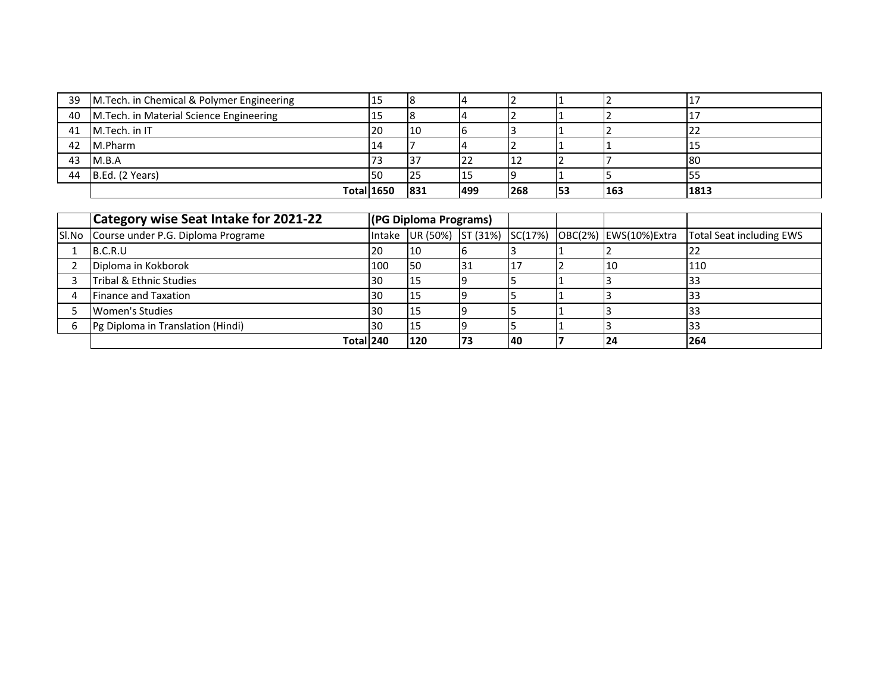| | | | | | | | | |
|---|---|---|---|---|---|---|---|---|
| 39 | M.Tech. in Chemical & Polymer Engineering | 15 | 8 | 4 | 2 | 1 | 2 | 17 |
| 40 | M.Tech. in Material Science Engineering | 15 | 8 | 4 | 2 | 1 | 2 | 17 |
| 41 | M.Tech. in IT | 20 | 10 | 6 | 3 | 1 | 2 | 22 |
| 42 | M.Pharm | 14 | 7 | 4 | 2 | 1 | 1 | 15 |
| 43 | M.B.A | 73 | 37 | 22 | 12 | 2 | 7 | 80 |
| 44 | B.Ed. (2 Years) | 50 | 25 | 15 | 9 | 1 | 5 | 55 |
| | **Total** | **1650** | **831** | **499** | **268** | **53** | **163** | **1813** |

| | **Category wise Seat Intake for 2021-22** | **(PG Diploma Programs)** | | | | | | |
|---|---|---|---|---|---|---|---|---|
| Sl.No | Course under P.G. Diploma Programe | Intake | UR (50%) | ST (31%) | SC(17%) | OBC(2%) | EWS(10%)Extra | Total Seat including EWS |
| 1 | B.C.R.U | 20 | 10 | 6 | 3 | 1 | 2 | 22 |
| 2 | Diploma in Kokborok | 100 | 50 | 31 | 17 | 2 | 10 | 110 |
| 3 | Tribal & Ethnic Studies | 30 | 15 | 9 | 5 | 1 | 3 | 33 |
| 4 | Finance and Taxation | 30 | 15 | 9 | 5 | 1 | 3 | 33 |
| 5 | Women's Studies | 30 | 15 | 9 | 5 | 1 | 3 | 33 |
| 6 | Pg Diploma in Translation (Hindi) | 30 | 15 | 9 | 5 | 1 | 3 | 33 |
| | **Total** | **240** | **120** | **73** | **40** | **7** | **24** | **264** |